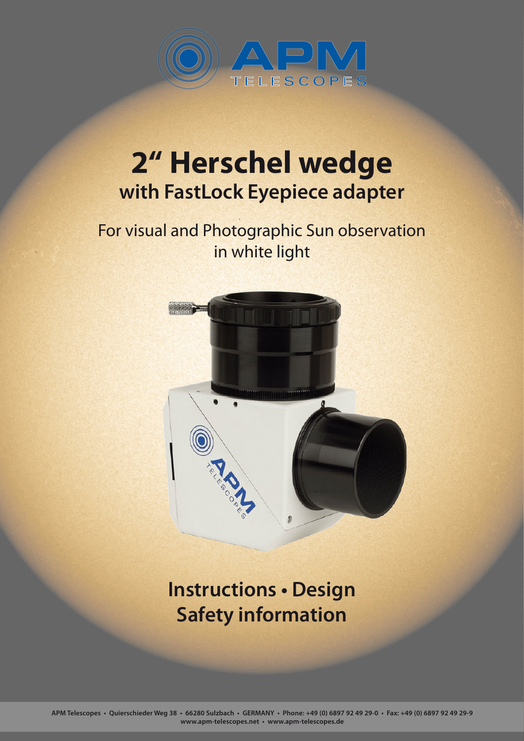APM TELESCOPES

# 2" Herschel wedge

## with FastLock Eyepiece adapter

For visual and Photographic Sun observation in white light

## Instructions • Design
## Safety information

APM Telescopes • Quierschieder Weg 38 • 66280 Sulzbach • GERMANY • Phone: +49 (0) 6897 92 49 29-0 • Fax: +49 (0) 6897 92 49 29-9
www.apm-telescopes.net • www.apm-telescopes.de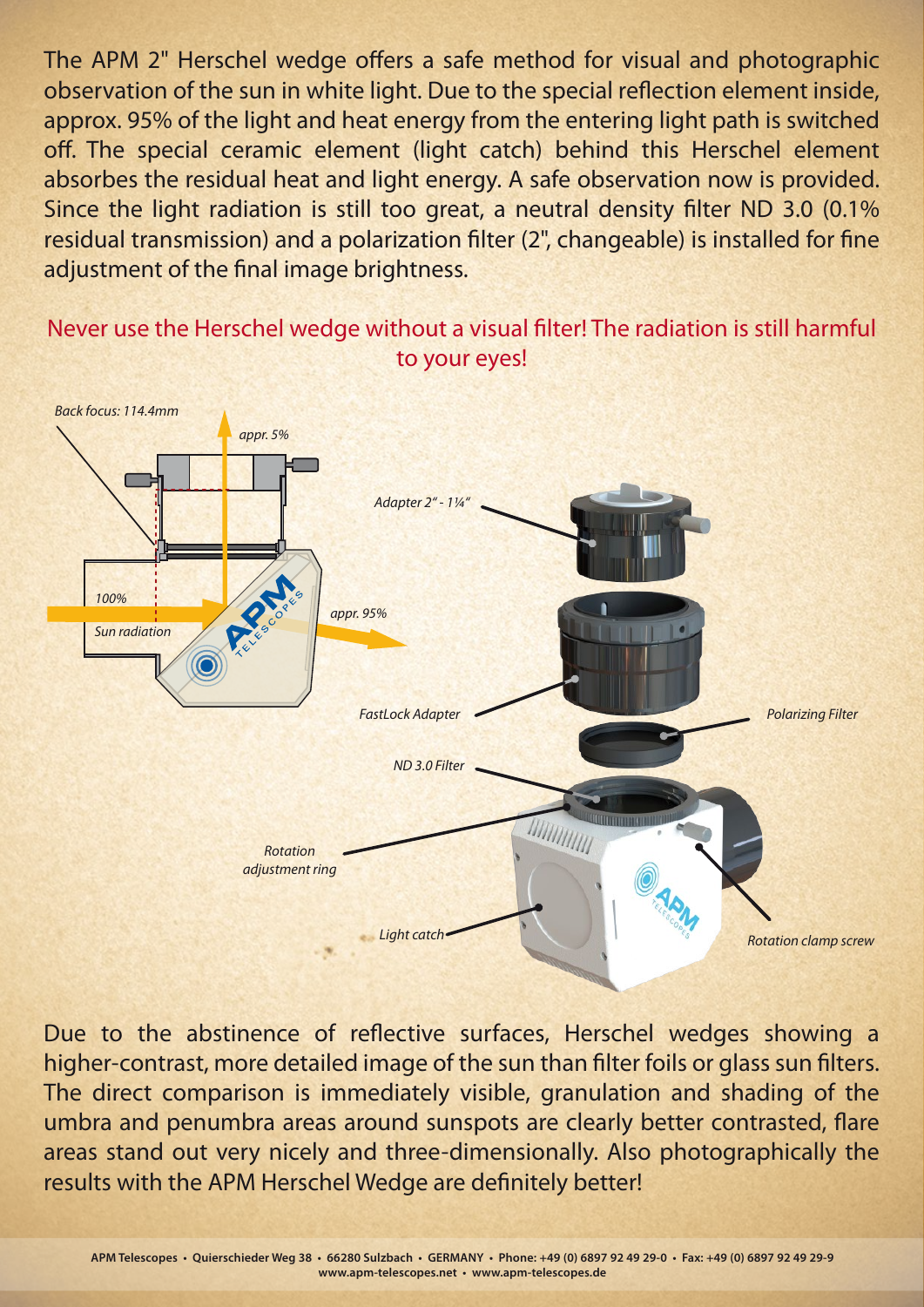The APM 2" Herschel wedge offers a safe method for visual and photographic observation of the sun in white light. Due to the special reflection element inside, approx. 95% of the light and heat energy from the entering light path is switched off. The special ceramic element (light catch) behind this Herschel element absorbes the residual heat and light energy. A safe observation now is provided. Since the light radiation is still too great, a neutral density filter ND 3.0 (0.1% residual transmission) and a polarization filter (2", changeable) is installed for fine adjustment of the final image brightness.

Never use the Herschel wedge without a visual filter! The radiation is still harmful to your eyes!

*Back focus: 114.4mm*

*appr. 5%*

*100%*

*Sun radiation*

*appr. 95%*

*Adapter 2" - 1¼"*

*FastLock Adapter*

*Polarizing Filter*

*ND 3.0 Filter*

*Rotation adjustment ring*

*Light catch*

*Rotation clamp screw*

Due to the abstinence of reflective surfaces, Herschel wedges showing a higher-contrast, more detailed image of the sun than filter foils or glass sun filters. The direct comparison is immediately visible, granulation and shading of the umbra and penumbra areas around sunspots are clearly better contrasted, flare areas stand out very nicely and three-dimensionally. Also photographically the results with the APM Herschel Wedge are definitely better!

**APM Telescopes • Querschieder Weg 38 • 66280 Sulzbach • GERMANY • Phone: +49 (0) 6897 92 49 29-0 • Fax: +49 (0) 6897 92 49 29-9**
**www.apm-telescopes.net • www.apm-telescopes.de**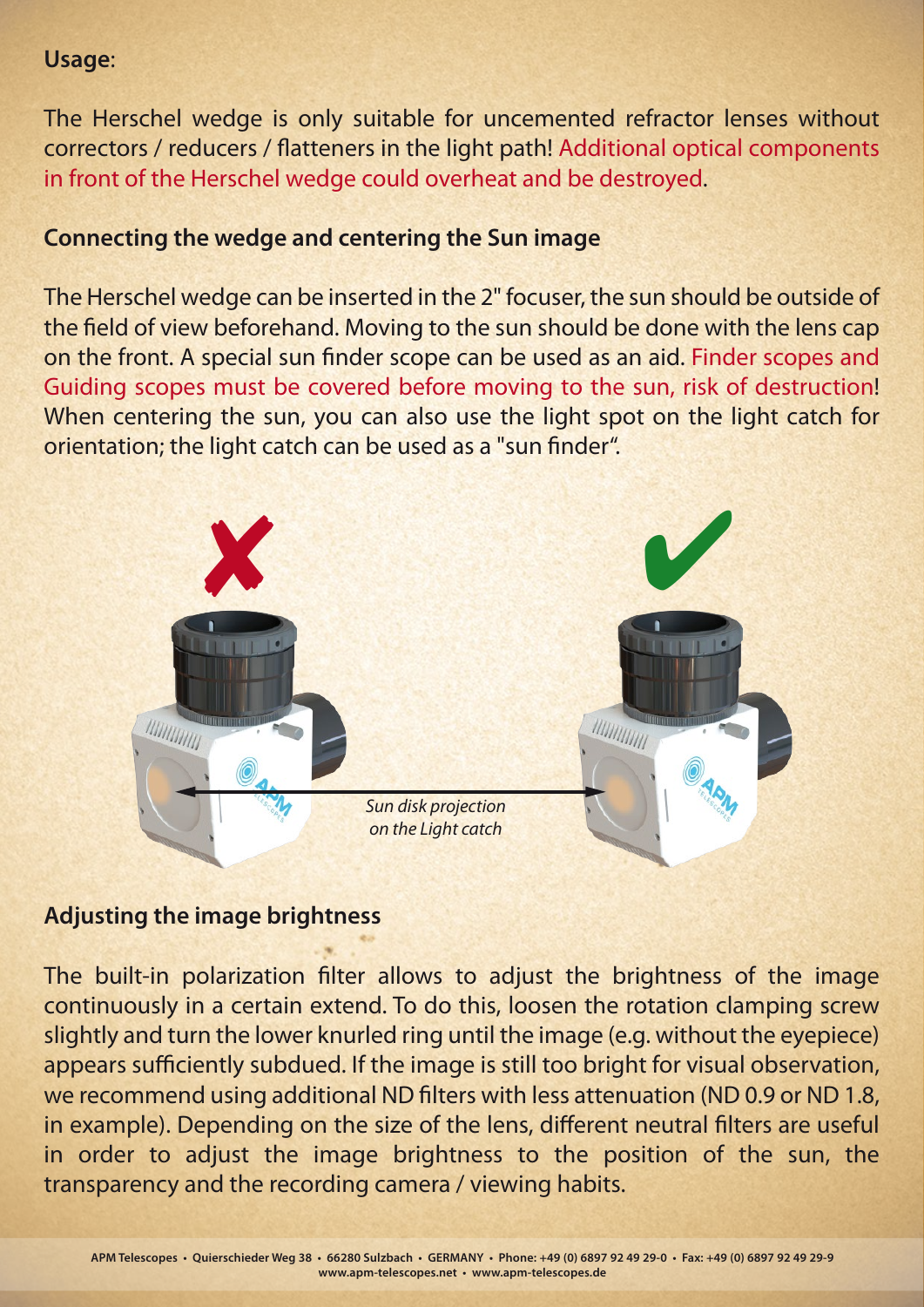**Usage**:

The Herschel wedge is only suitable for uncemented refractor lenses without correctors / reducers / flatteners in the light path! Additional optical components in front of the Herschel wedge could overheat and be destroyed.

### Connecting the wedge and centering the Sun image

The Herschel wedge can be inserted in the 2" focuser, the sun should be outside of the field of view beforehand. Moving to the sun should be done with the lens cap on the front. A special sun finder scope can be used as an aid. Finder scopes and Guiding scopes must be covered before moving to the sun, risk of destruction! When centering the sun, you can also use the light spot on the light catch for orientation; the light catch can be used as a "sun finder".

*Sun disk projection on the Light catch*

### Adjusting the image brightness

The built-in polarization filter allows to adjust the brightness of the image continuously in a certain extend. To do this, loosen the rotation clamping screw slightly and turn the lower knurled ring until the image (e.g. without the eyepiece) appears sufficiently subdued. If the image is still too bright for visual observation, we recommend using additional ND filters with less attenuation (ND 0.9 or ND 1.8, in example). Depending on the size of the lens, different neutral filters are useful in order to adjust the image brightness to the position of the sun, the transparency and the recording camera / viewing habits.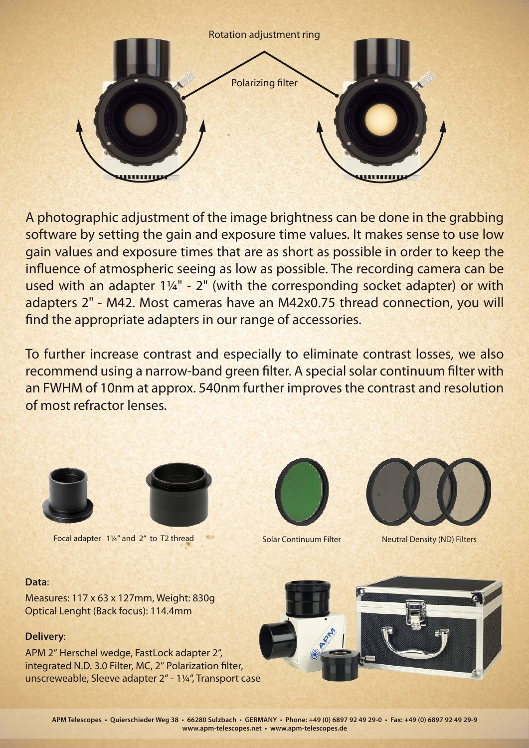Rotation adjustment ring

Polarizing filter

A photographic adjustment of the image brightness can be done in the grabbing software by setting the gain and exposure time values. It makes sense to use low gain values and exposure times that are as short as possible in order to keep the influence of atmospheric seeing as low as possible. The recording camera can be used with an adapter 1¼" - 2" (with the corresponding socket adapter) or with adapters 2" - M42. Most cameras have an M42x0.75 thread connection, you will find the appropriate adapters in our range of accessories.

To further increase contrast and especially to eliminate contrast losses, we also recommend using a narrow-band green filter. A special solar continuum filter with an FWHM of 10nm at approx. 540nm further improves the contrast and resolution of most refractor lenses.

Focal adapter 1¼" and 2" to T2 thread

Solar Continuum Filter

Neutral Density (ND) Filters

**Data**:

Measures: 117 x 63 x 127mm, Weight: 830g
Optical Lenght (Back focus): 114.4mm

**Delivery**:

APM 2" Herschel wedge, FastLock adapter 2", integrated N.D. 3.0 Filter, MC, 2" Polarization filter, unscreweable, Sleeve adapter 2" - 1¼", Transport case

APM Telescopes • Quierschieder Weg 38 • 66280 Sulzbach • GERMANY • Phone: +49 (0) 6897 92 49 29-0 • Fax: +49 (0) 6897 92 49 29-9
www.apm-telescopes.net • www.apm-telescopes.de